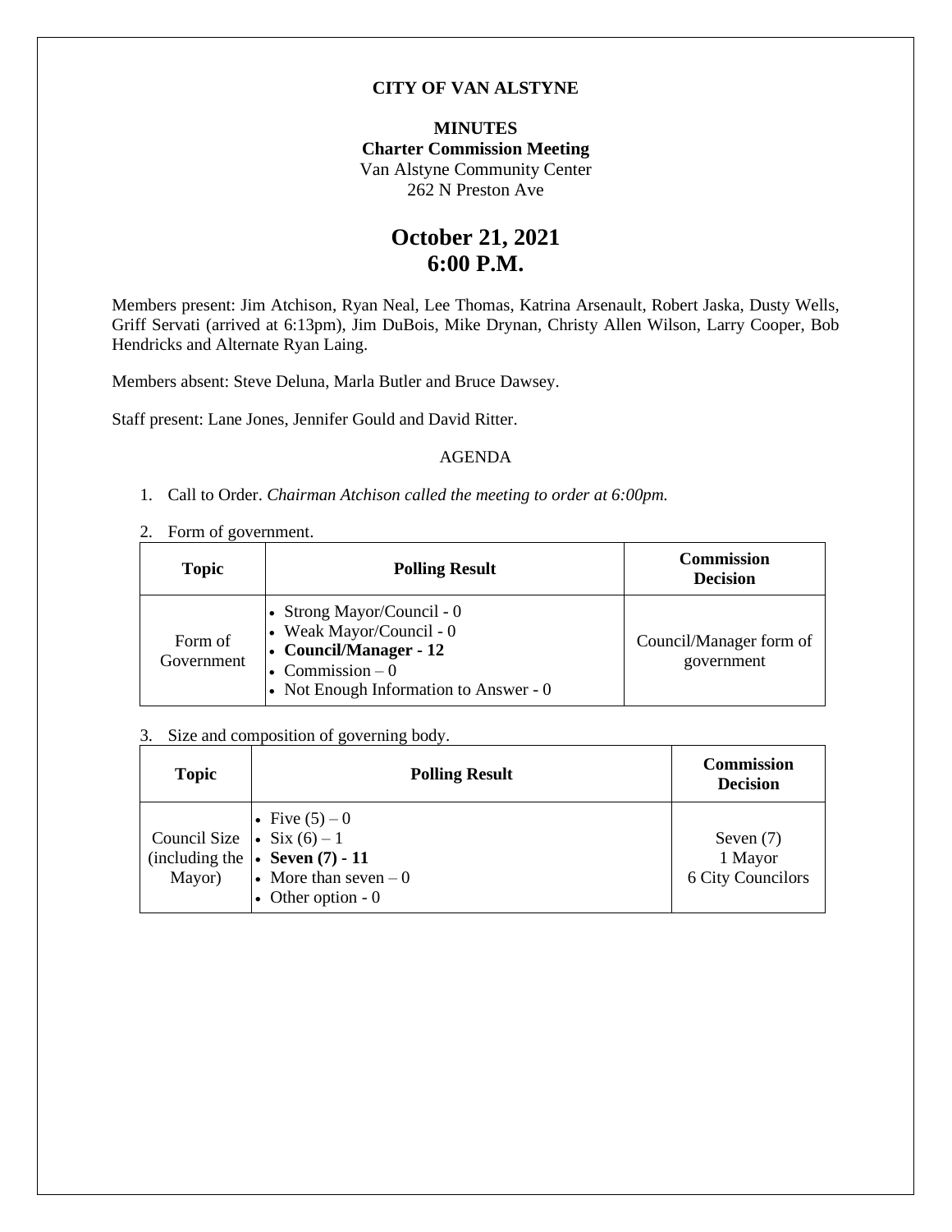# CITY OF VAN ALSTYNE

## MINUTES

**Charter Commission Meeting**
Van Alstyne Community Center
262 N Preston Ave

## October 21, 2021
## 6:00 P.M.

Members present: Jim Atchison, Ryan Neal, Lee Thomas, Katrina Arsenault, Robert Jaska, Dusty Wells, Griff Servati (arrived at 6:13pm), Jim DuBois, Mike Drynan, Christy Allen Wilson, Larry Cooper, Bob Hendricks and Alternate Ryan Laing.

Members absent: Steve Deluna, Marla Butler and Bruce Dawsey.

Staff present: Lane Jones, Jennifer Gould and David Ritter.

AGENDA

1. Call to Order. *Chairman Atchison called the meeting to order at 6:00pm.*

2. Form of government.

| Topic | Polling Result | Commission Decision |
|---|---|---|
| Form of Government | • Strong Mayor/Council - 0<br>• Weak Mayor/Council - 0<br>• **Council/Manager - 12**<br>• Commission – 0<br>• Not Enough Information to Answer - 0 | Council/Manager form of government |

3. Size and composition of governing body.

| Topic | Polling Result | Commission Decision |
|---|---|---|
| Council Size (including the Mayor) | • Five (5) – 0<br>• Six (6) – 1<br>• **Seven (7) - 11**<br>• More than seven – 0<br>• Other option - 0 | Seven (7)<br>1 Mayor<br>6 City Councilors |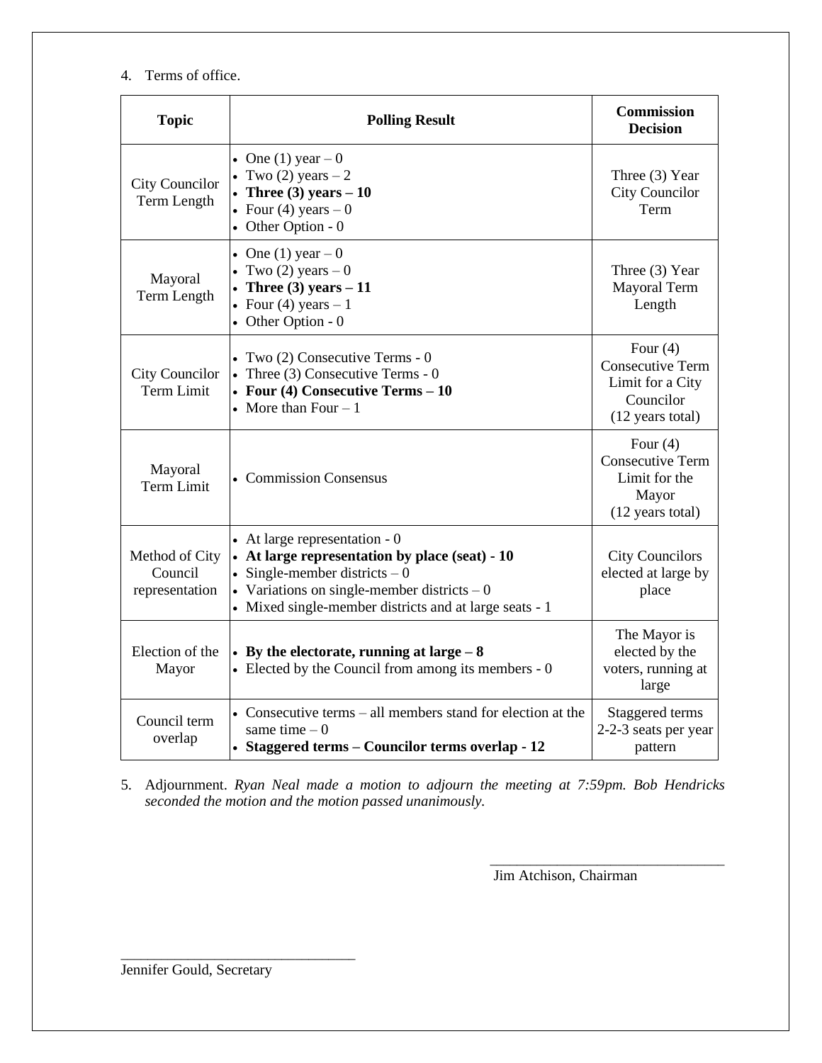4. Terms of office.

| Topic | Polling Result | Commission Decision |
|---|---|---|
| City Councilor Term Length | • One (1) year – 0<br>• Two (2) years – 2<br>• **Three (3) years – 10**<br>• Four (4) years – 0<br>• Other Option - 0 | Three (3) Year City Councilor Term |
| Mayoral Term Length | • One (1) year – 0<br>• Two (2) years – 0<br>• **Three (3) years – 11**<br>• Four (4) years – 1<br>• Other Option - 0 | Three (3) Year Mayoral Term Length |
| City Councilor Term Limit | • Two (2) Consecutive Terms - 0<br>• Three (3) Consecutive Terms - 0<br>• **Four (4) Consecutive Terms – 10**<br>• More than Four – 1 | Four (4) Consecutive Term Limit for a City Councilor (12 years total) |
| Mayoral Term Limit | • Commission Consensus | Four (4) Consecutive Term Limit for the Mayor (12 years total) |
| Method of City Council representation | • At large representation - 0<br>• **At large representation by place (seat) - 10**<br>• Single-member districts – 0<br>• Variations on single-member districts – 0<br>• Mixed single-member districts and at large seats - 1 | City Councilors elected at large by place |
| Election of the Mayor | • **By the electorate, running at large – 8**<br>• Elected by the Council from among its members - 0 | The Mayor is elected by the voters, running at large |
| Council term overlap | • Consecutive terms – all members stand for election at the same time – 0<br>• **Staggered terms – Councilor terms overlap - 12** | Staggered terms 2-2-3 seats per year pattern |

5. Adjournment. *Ryan Neal made a motion to adjourn the meeting at 7:59pm. Bob Hendricks seconded the motion and the motion passed unanimously.*

_________________________________
Jim Atchison, Chairman

_________________________________
Jennifer Gould, Secretary